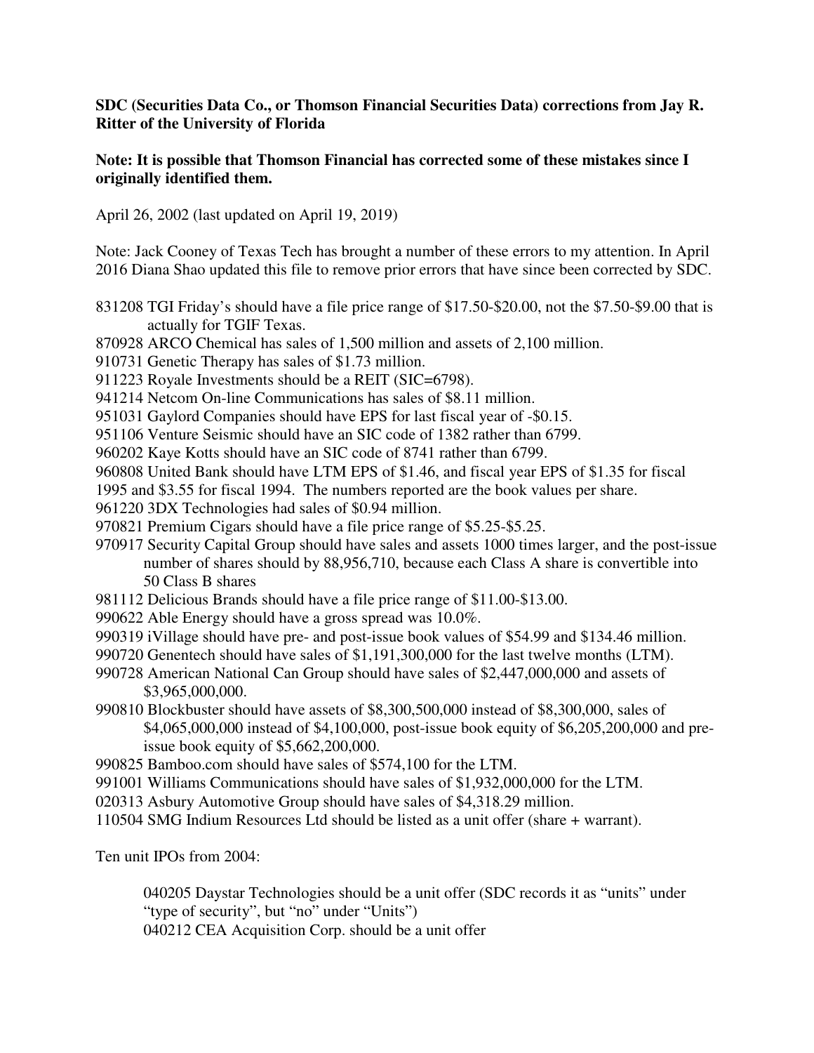**SDC (Securities Data Co., or Thomson Financial Securities Data) corrections from Jay R. Ritter of the University of Florida**

**Note: It is possible that Thomson Financial has corrected some of these mistakes since I originally identified them.**

April 26, 2002 (last updated on April 19, 2019)

Note: Jack Cooney of Texas Tech has brought a number of these errors to my attention. In April 2016 Diana Shao updated this file to remove prior errors that have since been corrected by SDC.

831208 TGI Friday's should have a file price range of $17.50-$20.00, not the $7.50-$9.00 that is actually for TGIF Texas.
870928 ARCO Chemical has sales of 1,500 million and assets of 2,100 million.
910731 Genetic Therapy has sales of $1.73 million.
911223 Royale Investments should be a REIT (SIC=6798).
941214 Netcom On-line Communications has sales of $8.11 million.
951031 Gaylord Companies should have EPS for last fiscal year of -$0.15.
951106 Venture Seismic should have an SIC code of 1382 rather than 6799.
960202 Kaye Kotts should have an SIC code of 8741 rather than 6799.
960808 United Bank should have LTM EPS of $1.46, and fiscal year EPS of $1.35 for fiscal 1995 and $3.55 for fiscal 1994. The numbers reported are the book values per share.
961220 3DX Technologies had sales of $0.94 million.
970821 Premium Cigars should have a file price range of $5.25-$5.25.
970917 Security Capital Group should have sales and assets 1000 times larger, and the post-issue number of shares should by 88,956,710, because each Class A share is convertible into 50 Class B shares
981112 Delicious Brands should have a file price range of $11.00-$13.00.
990622 Able Energy should have a gross spread was 10.0%.
990319 iVillage should have pre- and post-issue book values of $54.99 and $134.46 million.
990720 Genentech should have sales of $1,191,300,000 for the last twelve months (LTM).
990728 American National Can Group should have sales of $2,447,000,000 and assets of $3,965,000,000.
990810 Blockbuster should have assets of $8,300,500,000 instead of $8,300,000, sales of $4,065,000,000 instead of $4,100,000, post-issue book equity of $6,205,200,000 and pre-issue book equity of $5,662,200,000.
990825 Bamboo.com should have sales of $574,100 for the LTM.
991001 Williams Communications should have sales of $1,932,000,000 for the LTM.
020313 Asbury Automotive Group should have sales of $4,318.29 million.
110504 SMG Indium Resources Ltd should be listed as a unit offer (share + warrant).

Ten unit IPOs from 2004:

040205 Daystar Technologies should be a unit offer (SDC records it as "units" under "type of security", but "no" under "Units")
040212 CEA Acquisition Corp. should be a unit offer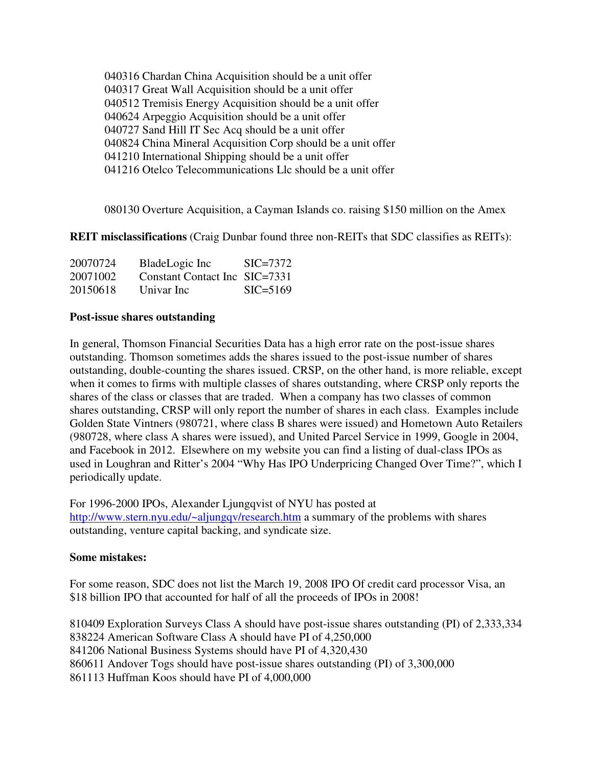040316 Chardan China Acquisition should be a unit offer
040317 Great Wall Acquisition should be a unit offer
040512 Tremisis Energy Acquisition should be a unit offer
040624 Arpeggio Acquisition should be a unit offer
040727 Sand Hill IT Sec Acq should be a unit offer
040824 China Mineral Acquisition Corp should be a unit offer
041210 International Shipping should be a unit offer
041216 Otelco Telecommunications Llc should be a unit offer

080130 Overture Acquisition, a Cayman Islands co. raising $150 million on the Amex

**REIT misclassifications** (Craig Dunbar found three non-REITs that SDC classifies as REITs):

| | | |
|---|---|---|
| 20070724 | BladeLogic Inc | SIC=7372 |
| 20071002 | Constant Contact Inc | SIC=7331 |
| 20150618 | Univar Inc | SIC=5169 |

**Post-issue shares outstanding**

In general, Thomson Financial Securities Data has a high error rate on the post-issue shares outstanding. Thomson sometimes adds the shares issued to the post-issue number of shares outstanding, double-counting the shares issued. CRSP, on the other hand, is more reliable, except when it comes to firms with multiple classes of shares outstanding, where CRSP only reports the shares of the class or classes that are traded. When a company has two classes of common shares outstanding, CRSP will only report the number of shares in each class. Examples include Golden State Vintners (980721, where class B shares were issued) and Hometown Auto Retailers (980728, where class A shares were issued), and United Parcel Service in 1999, Google in 2004, and Facebook in 2012. Elsewhere on my website you can find a listing of dual-class IPOs as used in Loughran and Ritter's 2004 "Why Has IPO Underpricing Changed Over Time?", which I periodically update.

For 1996-2000 IPOs, Alexander Ljungqvist of NYU has posted at http://www.stern.nyu.edu/~aljungqv/research.htm a summary of the problems with shares outstanding, venture capital backing, and syndicate size.

**Some mistakes:**

For some reason, SDC does not list the March 19, 2008 IPO Of credit card processor Visa, an $18 billion IPO that accounted for half of all the proceeds of IPOs in 2008!

810409 Exploration Surveys Class A should have post-issue shares outstanding (PI) of 2,333,334
838224 American Software Class A should have PI of 4,250,000
841206 National Business Systems should have PI of 4,320,430
860611 Andover Togs should have post-issue shares outstanding (PI) of 3,300,000
861113 Huffman Koos should have PI of 4,000,000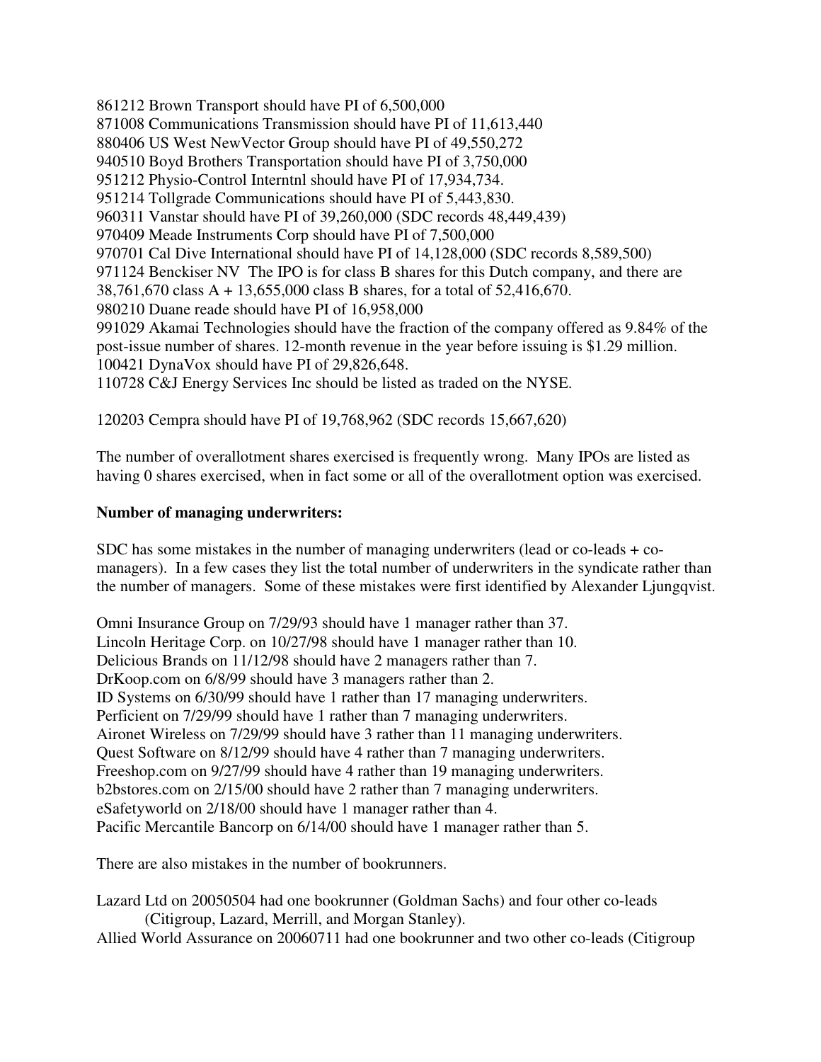861212 Brown Transport should have PI of 6,500,000
871008 Communications Transmission should have PI of 11,613,440
880406 US West NewVector Group should have PI of 49,550,272
940510 Boyd Brothers Transportation should have PI of 3,750,000
951212 Physio-Control Interntnl should have PI of 17,934,734.
951214 Tollgrade Communications should have PI of 5,443,830.
960311 Vanstar should have PI of 39,260,000 (SDC records 48,449,439)
970409 Meade Instruments Corp should have PI of 7,500,000
970701 Cal Dive International should have PI of 14,128,000 (SDC records 8,589,500)
971124 Benckiser NV The IPO is for class B shares for this Dutch company, and there are 38,761,670 class A + 13,655,000 class B shares, for a total of 52,416,670.
980210 Duane reade should have PI of 16,958,000
991029 Akamai Technologies should have the fraction of the company offered as 9.84% of the post-issue number of shares. 12-month revenue in the year before issuing is $1.29 million.
100421 DynaVox should have PI of 29,826,648.
110728 C&J Energy Services Inc should be listed as traded on the NYSE.

120203 Cempra should have PI of 19,768,962 (SDC records 15,667,620)

The number of overallotment shares exercised is frequently wrong. Many IPOs are listed as having 0 shares exercised, when in fact some or all of the overallotment option was exercised.

**Number of managing underwriters:**

SDC has some mistakes in the number of managing underwriters (lead or co-leads + co-managers). In a few cases they list the total number of underwriters in the syndicate rather than the number of managers. Some of these mistakes were first identified by Alexander Ljungqvist.

Omni Insurance Group on 7/29/93 should have 1 manager rather than 37.
Lincoln Heritage Corp. on 10/27/98 should have 1 manager rather than 10.
Delicious Brands on 11/12/98 should have 2 managers rather than 7.
DrKoop.com on 6/8/99 should have 3 managers rather than 2.
ID Systems on 6/30/99 should have 1 rather than 17 managing underwriters.
Perficient on 7/29/99 should have 1 rather than 7 managing underwriters.
Aironet Wireless on 7/29/99 should have 3 rather than 11 managing underwriters.
Quest Software on 8/12/99 should have 4 rather than 7 managing underwriters.
Freeshop.com on 9/27/99 should have 4 rather than 19 managing underwriters.
b2bstores.com on 2/15/00 should have 2 rather than 7 managing underwriters.
eSafetyworld on 2/18/00 should have 1 manager rather than 4.
Pacific Mercantile Bancorp on 6/14/00 should have 1 manager rather than 5.

There are also mistakes in the number of bookrunners.

Lazard Ltd on 20050504 had one bookrunner (Goldman Sachs) and four other co-leads (Citigroup, Lazard, Merrill, and Morgan Stanley).
Allied World Assurance on 20060711 had one bookrunner and two other co-leads (Citigroup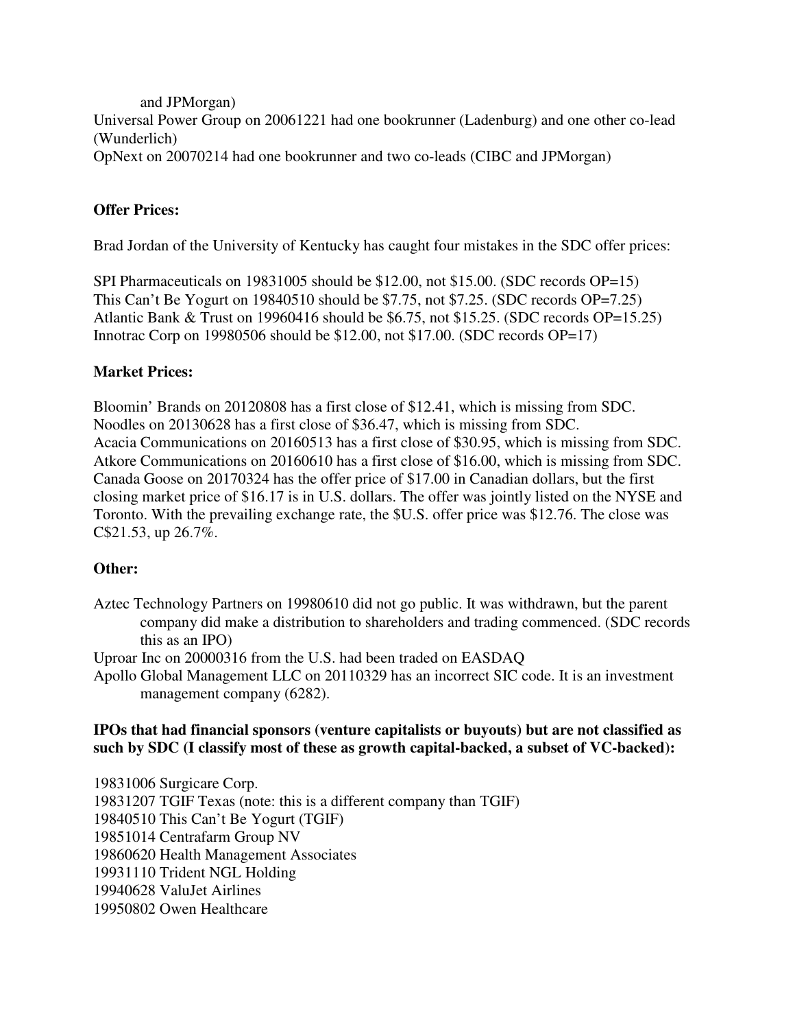and JPMorgan)

Universal Power Group on 20061221 had one bookrunner (Ladenburg) and one other co-lead (Wunderlich)

OpNext on 20070214 had one bookrunner and two co-leads (CIBC and JPMorgan)

**Offer Prices:**

Brad Jordan of the University of Kentucky has caught four mistakes in the SDC offer prices:

SPI Pharmaceuticals on 19831005 should be $12.00, not $15.00. (SDC records OP=15)
This Can't Be Yogurt on 19840510 should be $7.75, not $7.25. (SDC records OP=7.25)
Atlantic Bank & Trust on 19960416 should be $6.75, not $15.25. (SDC records OP=15.25)
Innotrac Corp on 19980506 should be $12.00, not $17.00. (SDC records OP=17)

**Market Prices:**

Bloomin' Brands on 20120808 has a first close of $12.41, which is missing from SDC.
Noodles on 20130628 has a first close of $36.47, which is missing from SDC.
Acacia Communications on 20160513 has a first close of $30.95, which is missing from SDC.
Atkore Communications on 20160610 has a first close of $16.00, which is missing from SDC.
Canada Goose on 20170324 has the offer price of $17.00 in Canadian dollars, but the first closing market price of $16.17 is in U.S. dollars. The offer was jointly listed on the NYSE and Toronto. With the prevailing exchange rate, the $U.S. offer price was $12.76. The close was C$21.53, up 26.7%.

**Other:**

Aztec Technology Partners on 19980610 did not go public. It was withdrawn, but the parent company did make a distribution to shareholders and trading commenced. (SDC records this as an IPO)

Uproar Inc on 20000316 from the U.S. had been traded on EASDAQ

Apollo Global Management LLC on 20110329 has an incorrect SIC code. It is an investment management company (6282).

**IPOs that had financial sponsors (venture capitalists or buyouts) but are not classified as such by SDC (I classify most of these as growth capital-backed, a subset of VC-backed):**

19831006 Surgicare Corp.
19831207 TGIF Texas (note: this is a different company than TGIF)
19840510 This Can't Be Yogurt (TGIF)
19851014 Centrafarm Group NV
19860620 Health Management Associates
19931110 Trident NGL Holding
19940628 ValuJet Airlines
19950802 Owen Healthcare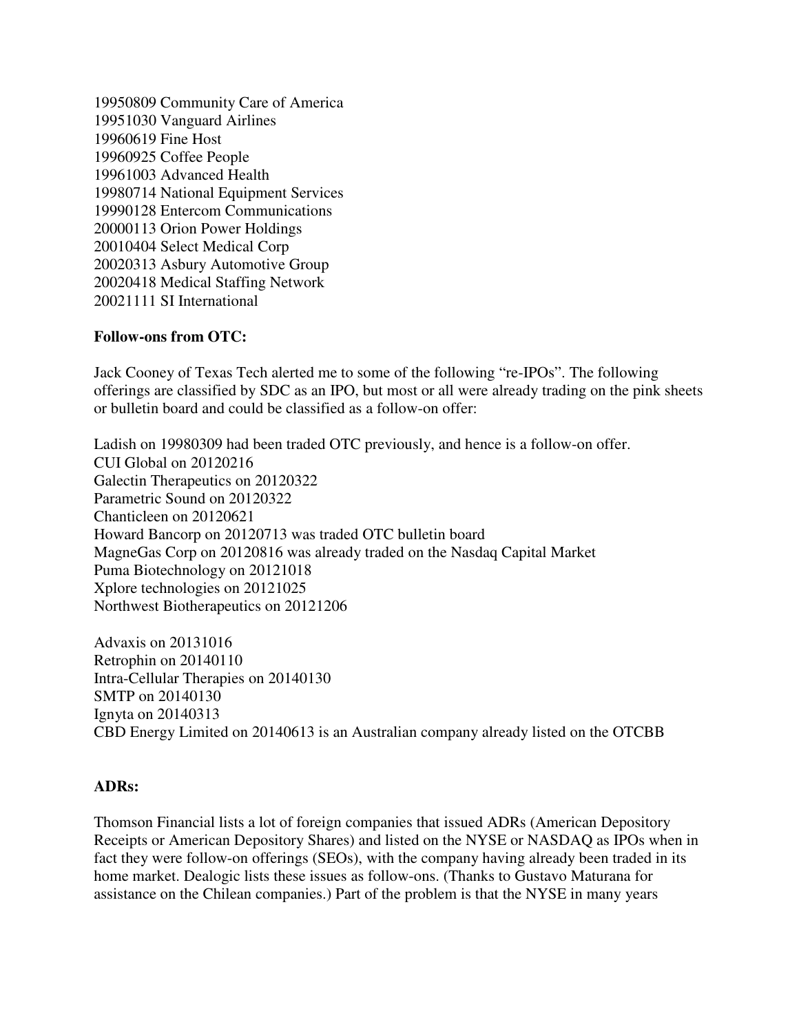19950809 Community Care of America
19951030 Vanguard Airlines
19960619 Fine Host
19960925 Coffee People
19961003 Advanced Health
19980714 National Equipment Services
19990128 Entercom Communications
20000113 Orion Power Holdings
20010404 Select Medical Corp
20020313 Asbury Automotive Group
20020418 Medical Staffing Network
20021111 SI International

**Follow-ons from OTC:**

Jack Cooney of Texas Tech alerted me to some of the following "re-IPOs". The following offerings are classified by SDC as an IPO, but most or all were already trading on the pink sheets or bulletin board and could be classified as a follow-on offer:

Ladish on 19980309 had been traded OTC previously, and hence is a follow-on offer.
CUI Global on 20120216
Galectin Therapeutics on 20120322
Parametric Sound on 20120322
Chanticleen on 20120621
Howard Bancorp on 20120713 was traded OTC bulletin board
MagneGas Corp on 20120816 was already traded on the Nasdaq Capital Market
Puma Biotechnology on 20121018
Xplore technologies on 20121025
Northwest Biotherapeutics on 20121206

Advaxis on 20131016
Retrophin on 20140110
Intra-Cellular Therapies on 20140130
SMTP on 20140130
Ignyta on 20140313
CBD Energy Limited on 20140613 is an Australian company already listed on the OTCBB

**ADRs:**

Thomson Financial lists a lot of foreign companies that issued ADRs (American Depository Receipts or American Depository Shares) and listed on the NYSE or NASDAQ as IPOs when in fact they were follow-on offerings (SEOs), with the company having already been traded in its home market. Dealogic lists these issues as follow-ons. (Thanks to Gustavo Maturana for assistance on the Chilean companies.) Part of the problem is that the NYSE in many years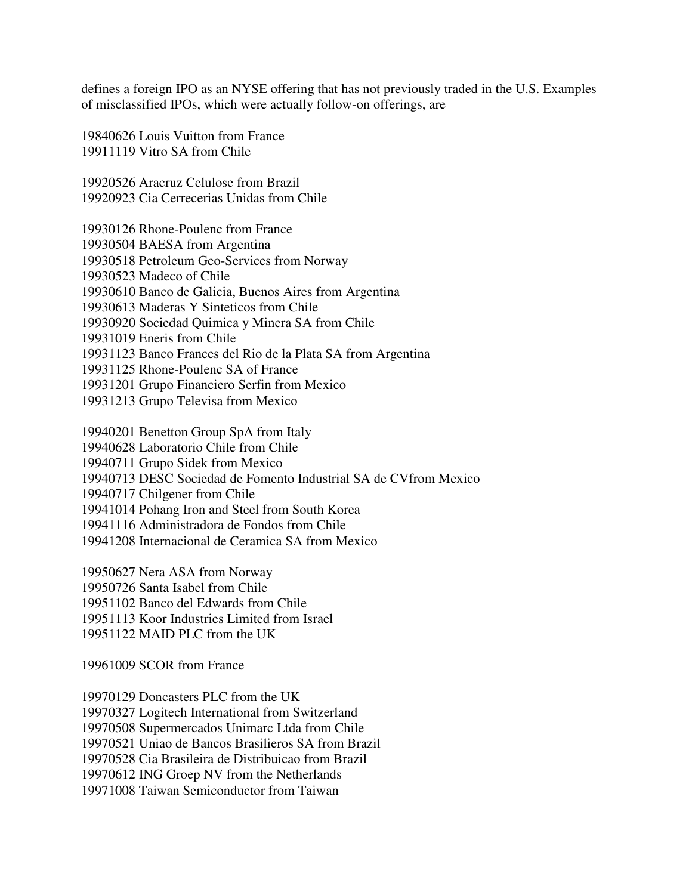defines a foreign IPO as an NYSE offering that has not previously traded in the U.S. Examples of misclassified IPOs, which were actually follow-on offerings, are

19840626 Louis Vuitton from France
19911119 Vitro SA from Chile

19920526 Aracruz Celulose from Brazil
19920923 Cia Cerrecerias Unidas from Chile

19930126 Rhone-Poulenc from France
19930504 BAESA from Argentina
19930518 Petroleum Geo-Services from Norway
19930523 Madeco of Chile
19930610 Banco de Galicia, Buenos Aires from Argentina
19930613 Maderas Y Sinteticos from Chile
19930920 Sociedad Quimica y Minera SA from Chile
19931019 Eneris from Chile
19931123 Banco Frances del Rio de la Plata SA from Argentina
19931125 Rhone-Poulenc SA of France
19931201 Grupo Financiero Serfin from Mexico
19931213 Grupo Televisa from Mexico

19940201 Benetton Group SpA from Italy
19940628 Laboratorio Chile from Chile
19940711 Grupo Sidek from Mexico
19940713 DESC Sociedad de Fomento Industrial SA de CVfrom Mexico
19940717 Chilgener from Chile
19941014 Pohang Iron and Steel from South Korea
19941116 Administradora de Fondos from Chile
19941208 Internacional de Ceramica SA from Mexico

19950627 Nera ASA from Norway
19950726 Santa Isabel from Chile
19951102 Banco del Edwards from Chile
19951113 Koor Industries Limited from Israel
19951122 MAID PLC from the UK

19961009 SCOR from France

19970129 Doncasters PLC from the UK
19970327 Logitech International from Switzerland
19970508 Supermercados Unimarc Ltda from Chile
19970521 Uniao de Bancos Brasilieros SA from Brazil
19970528 Cia Brasileira de Distribuicao from Brazil
19970612 ING Groep NV from the Netherlands
19971008 Taiwan Semiconductor from Taiwan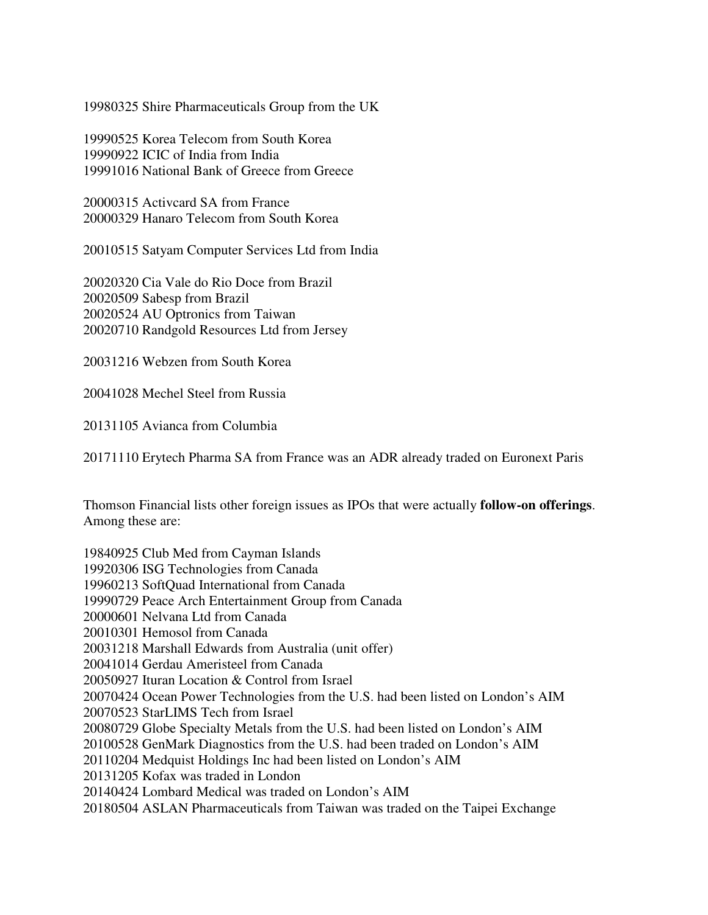19980325 Shire Pharmaceuticals Group from the UK

19990525 Korea Telecom from South Korea
19990922 ICIC of India from India
19991016 National Bank of Greece from Greece

20000315 Activcard SA from France
20000329 Hanaro Telecom from South Korea

20010515 Satyam Computer Services Ltd from India

20020320 Cia Vale do Rio Doce from Brazil
20020509 Sabesp from Brazil
20020524 AU Optronics from Taiwan
20020710 Randgold Resources Ltd from Jersey

20031216 Webzen from South Korea

20041028 Mechel Steel from Russia

20131105 Avianca from Columbia

20171110 Erytech Pharma SA from France was an ADR already traded on Euronext Paris

Thomson Financial lists other foreign issues as IPOs that were actually **follow-on offerings**. Among these are:

19840925 Club Med from Cayman Islands
19920306 ISG Technologies from Canada
19960213 SoftQuad International from Canada
19990729 Peace Arch Entertainment Group from Canada
20000601 Nelvana Ltd from Canada
20010301 Hemosol from Canada
20031218 Marshall Edwards from Australia (unit offer)
20041014 Gerdau Ameristeel from Canada
20050927 Ituran Location & Control from Israel
20070424 Ocean Power Technologies from the U.S. had been listed on London's AIM
20070523 StarLIMS Tech from Israel
20080729 Globe Specialty Metals from the U.S. had been listed on London's AIM
20100528 GenMark Diagnostics from the U.S. had been traded on London's AIM
20110204 Medquist Holdings Inc had been listed on London's AIM
20131205 Kofax was traded in London
20140424 Lombard Medical was traded on London's AIM
20180504 ASLAN Pharmaceuticals from Taiwan was traded on the Taipei Exchange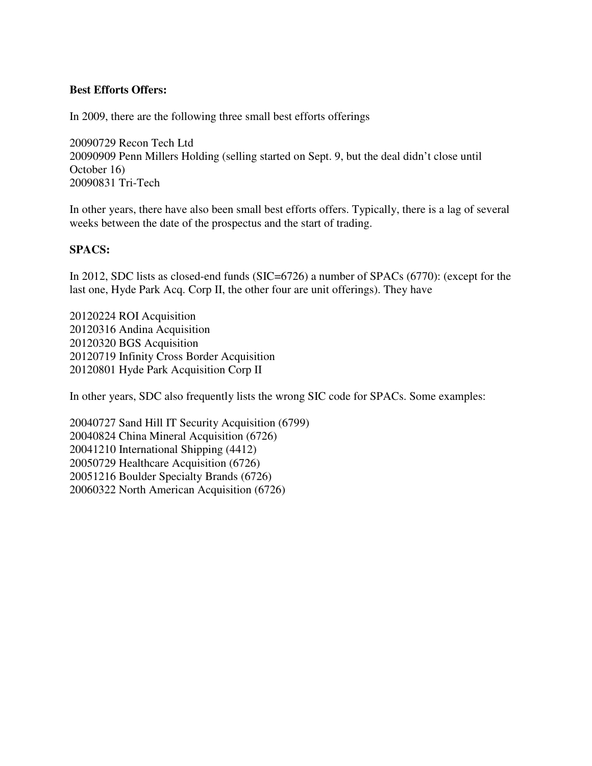**Best Efforts Offers:**

In 2009, there are the following three small best efforts offerings

20090729 Recon Tech Ltd
20090909 Penn Millers Holding (selling started on Sept. 9, but the deal didn't close until October 16)
20090831 Tri-Tech

In other years, there have also been small best efforts offers. Typically, there is a lag of several weeks between the date of the prospectus and the start of trading.

**SPACS:**

In 2012, SDC lists as closed-end funds (SIC=6726) a number of SPACs (6770): (except for the last one, Hyde Park Acq. Corp II, the other four are unit offerings). They have

20120224 ROI Acquisition
20120316 Andina Acquisition
20120320 BGS Acquisition
20120719 Infinity Cross Border Acquisition
20120801 Hyde Park Acquisition Corp II

In other years, SDC also frequently lists the wrong SIC code for SPACs. Some examples:

20040727 Sand Hill IT Security Acquisition (6799)
20040824 China Mineral Acquisition (6726)
20041210 International Shipping (4412)
20050729 Healthcare Acquisition (6726)
20051216 Boulder Specialty Brands (6726)
20060322 North American Acquisition (6726)